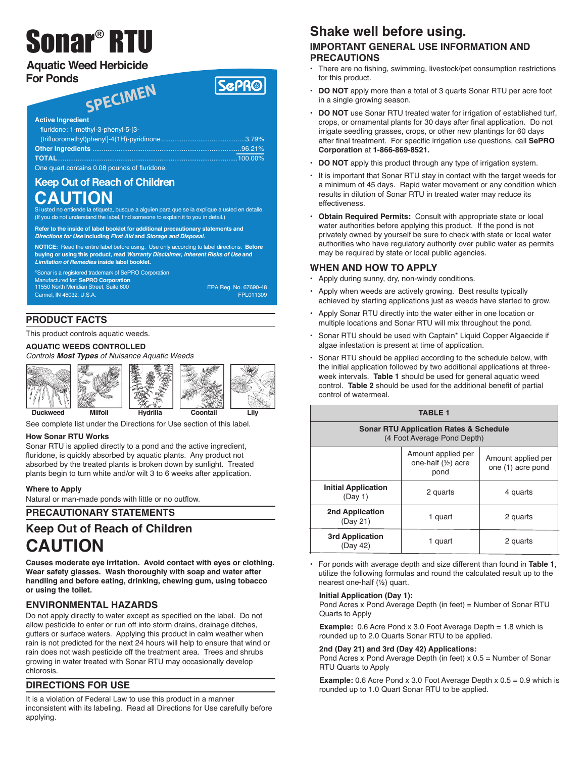# Sonar® RTU

## Aquatic Weed Herbicide For Ponds

SPECIMEN

SePRO

**Active Ingredient**

fluridone: 1-methyl-3-phenyl-5-[3-(trifluoromethyl)phenyl]-4(1H)-pyridinone............................................3.79%

**Other Ingredients** ..............................................................................96.21%

**TOTAL**...............................................................................................100.00%

One quart contains 0.08 pounds of fluridone.

## Keep Out of Reach of Children

# CAUTION

Si usted no entiende la etiqueta, busque a alguien para que se la explique a usted en detalle. (If you do not understand the label, find someone to explain it to you in detail.)

**Refer to the inside of label booklet for additional precautionary statements and *Directions for Use* including *First Aid* and *Storage and Disposal.***

**NOTICE:** Read the entire label before using. Use only according to label directions. **Before buying or using this product, read *Warranty Disclaimer, Inherent Risks of Use* and *Limitation of Remedies* inside label booklet.**

®Sonar is a registered trademark of SePRO Corporation
Manufactured for: **SePRO Corporation**
11550 North Meridian Street, Suite 600
Carmel, IN 46032, U.S.A.

EPA Reg. No. 67690-48
FPL011309

## PRODUCT FACTS

This product controls aquatic weeds.

### AQUATIC WEEDS CONTROLLED

*Controls **Most Types** of Nuisance Aquatic Weeds*

Duckweed | Milfoil | Hydrilla | Coontail | Lily

See complete list under the Directions for Use section of this label.

### How Sonar RTU Works

Sonar RTU is applied directly to a pond and the active ingredient, fluridone, is quickly absorbed by aquatic plants. Any product not absorbed by the treated plants is broken down by sunlight. Treated plants begin to turn white and/or wilt 3 to 6 weeks after application.

### Where to Apply

Natural or man-made ponds with little or no outflow.

## PRECAUTIONARY STATEMENTS

## Keep Out of Reach of Children

# CAUTION

**Causes moderate eye irritation. Avoid contact with eyes or clothing. Wear safety glasses. Wash thoroughly with soap and water after handling and before eating, drinking, chewing gum, using tobacco or using the toilet.**

### ENVIRONMENTAL HAZARDS

Do not apply directly to water except as specified on the label. Do not allow pesticide to enter or run off into storm drains, drainage ditches, gutters or surface waters. Applying this product in calm weather when rain is not predicted for the next 24 hours will help to ensure that wind or rain does not wash pesticide off the treatment area. Trees and shrubs growing in water treated with Sonar RTU may occasionally develop chlorosis.

## DIRECTIONS FOR USE

It is a violation of Federal Law to use this product in a manner inconsistent with its labeling. Read all Directions for Use carefully before applying.

## Shake well before using.

### IMPORTANT GENERAL USE INFORMATION AND PRECAUTIONS

- There are no fishing, swimming, livestock/pet consumption restrictions for this product.
- **DO NOT** apply more than a total of 3 quarts Sonar RTU per acre foot in a single growing season.
- **DO NOT** use Sonar RTU treated water for irrigation of established turf, crops, or ornamental plants for 30 days after final application. Do not irrigate seedling grasses, crops, or other new plantings for 60 days after final treatment. For specific irrigation use questions, call **SePRO Corporation** at **1-866-869-8521.**
- **DO NOT** apply this product through any type of irrigation system.
- It is important that Sonar RTU stay in contact with the target weeds for a minimum of 45 days. Rapid water movement or any condition which results in dilution of Sonar RTU in treated water may reduce its effectiveness.
- **Obtain Required Permits:** Consult with appropriate state or local water authorities before applying this product. If the pond is not privately owned by yourself be sure to check with state or local water authorities who have regulatory authority over public water as permits may be required by state or local public agencies.

### WHEN AND HOW TO APPLY

- Apply during sunny, dry, non-windy conditions.
- Apply when weeds are actively growing. Best results typically achieved by starting applications just as weeds have started to grow.
- Apply Sonar RTU directly into the water either in one location or multiple locations and Sonar RTU will mix throughout the pond.
- Sonar RTU should be used with Captain* Liquid Copper Algaecide if algae infestation is present at time of application.
- Sonar RTU should be applied according to the schedule below, with the initial application followed by two additional applications at three-week intervals. **Table 1** should be used for general aquatic weed control. **Table 2** should be used for the additional benefit of partial control of watermeal.

**TABLE 1**

**Sonar RTU Application Rates & Schedule** (4 Foot Average Pond Depth)

| | Amount applied per one-half (½) acre pond | Amount applied per one (1) acre pond |
|---|---|---|
| **Initial Application** (Day 1) | 2 quarts | 4 quarts |
| **2nd Application** (Day 21) | 1 quart | 2 quarts |
| **3rd Application** (Day 42) | 1 quart | 2 quarts |

- For ponds with average depth and size different than found in **Table 1**, utilize the following formulas and round the calculated result up to the nearest one-half (½) quart.

**Initial Application (Day 1):**
Pond Acres x Pond Average Depth (in feet) = Number of Sonar RTU Quarts to Apply

**Example:** 0.6 Acre Pond x 3.0 Foot Average Depth = 1.8 which is rounded up to 2.0 Quarts Sonar RTU to be applied.

**2nd (Day 21) and 3rd (Day 42) Applications:**
Pond Acres x Pond Average Depth (in feet) x 0.5 = Number of Sonar RTU Quarts to Apply

**Example:** 0.6 Acre Pond x 3.0 Foot Average Depth x 0.5 = 0.9 which is rounded up to 1.0 Quart Sonar RTU to be applied.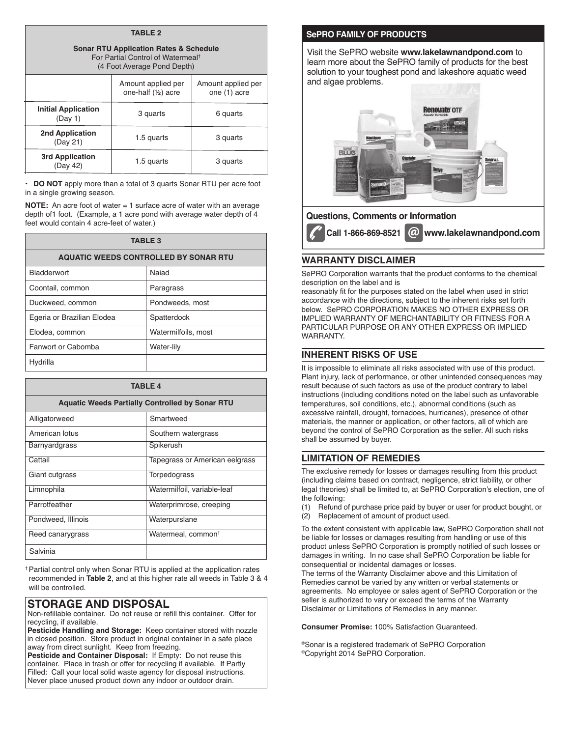| TABLE 2 | | |
|---|---|---|
| **Sonar RTU Application Rates & Schedule** For Partial Control of Watermeal† (4 Foot Average Pond Depth) | | |
| | Amount applied per one-half (½) acre | Amount applied per one (1) acre |
| **Initial Application** (Day 1) | 3 quarts | 6 quarts |
| **2nd Application** (Day 21) | 1.5 quarts | 3 quarts |
| **3rd Application** (Day 42) | 1.5 quarts | 3 quarts |

- **DO NOT** apply more than a total of 3 quarts Sonar RTU per acre foot in a single growing season.

**NOTE:** An acre foot of water = 1 surface acre of water with an average depth of1 foot. (Example, a 1 acre pond with average water depth of 4 feet would contain 4 acre-feet of water.)

| TABLE 3 | |
|---|---|
| **AQUATIC WEEDS CONTROLLED BY SONAR RTU** | |
| Bladderwort | Naiad |
| Coontail, common | Paragrass |
| Duckweed, common | Pondweeds, most |
| Egeria or Brazilian Elodea | Spatterdock |
| Elodea, common | Watermilfoils, most |
| Fanwort or Cabomba | Water-lily |
| Hydrilla | |

| TABLE 4 | |
|---|---|
| **Aquatic Weeds Partially Controlled by Sonar RTU** | |
| Alligatorweed | Smartweed |
| American lotus | Southern watergrass |
| Barnyardgrass | Spikerush |
| Cattail | Tapegrass or American eelgrass |
| Giant cutgrass | Torpedograss |
| Limnophila | Watermilfoil, variable-leaf |
| Parrotfeather | Waterprimrose, creeping |
| Pondweed, Illinois | Waterpurslane |
| Reed canarygrass | Watermeal, common† |
| Salvinia | |

† Partial control only when Sonar RTU is applied at the application rates recommended in **Table 2**, and at this higher rate all weeds in Table 3 & 4 will be controlled.

## STORAGE AND DISPOSAL

Non-refillable container. Do not reuse or refill this container. Offer for recycling, if available.

**Pesticide Handling and Storage:** Keep container stored with nozzle in closed position. Store product in original container in a safe place away from direct sunlight. Keep from freezing.

**Pesticide and Container Disposal:** If Empty: Do not reuse this container. Place in trash or offer for recycling if available. If Partly Filled: Call your local solid waste agency for disposal instructions. Never place unused product down any indoor or outdoor drain.

## SePRO FAMILY OF PRODUCTS

Visit the SePRO website **www.lakelawnandpond.com** to learn more about the SePRO family of products for the best solution to your toughest pond and lakeshore aquatic weed and algae problems.

**Questions, Comments or Information**

**Call 1-866-869-8521** **www.lakelawnandpond.com**

## WARRANTY DISCLAIMER

SePRO Corporation warrants that the product conforms to the chemical description on the label and is reasonably fit for the purposes stated on the label when used in strict accordance with the directions, subject to the inherent risks set forth below. SePRO CORPORATION MAKES NO OTHER EXPRESS OR IMPLIED WARRANTY OF MERCHANTABILITY OR FITNESS FOR A PARTICULAR PURPOSE OR ANY OTHER EXPRESS OR IMPLIED WARRANTY.

## INHERENT RISKS OF USE

It is impossible to eliminate all risks associated with use of this product. Plant injury, lack of performance, or other unintended consequences may result because of such factors as use of the product contrary to label instructions (including conditions noted on the label such as unfavorable temperatures, soil conditions, etc.), abnormal conditions (such as excessive rainfall, drought, tornadoes, hurricanes), presence of other materials, the manner or application, or other factors, all of which are beyond the control of SePRO Corporation as the seller. All such risks shall be assumed by buyer.

## LIMITATION OF REMEDIES

The exclusive remedy for losses or damages resulting from this product (including claims based on contract, negligence, strict liability, or other legal theories) shall be limited to, at SePRO Corporation's election, one of the following:

(1) Refund of purchase price paid by buyer or user for product bought, or
(2) Replacement of amount of product used.

To the extent consistent with applicable law, SePRO Corporation shall not be liable for losses or damages resulting from handling or use of this product unless SePRO Corporation is promptly notified of such losses or damages in writing. In no case shall SePRO Corporation be liable for consequential or incidental damages or losses.

The terms of the Warranty Disclaimer above and this Limitation of Remedies cannot be varied by any written or verbal statements or agreements. No employee or sales agent of SePRO Corporation or the seller is authorized to vary or exceed the terms of the Warranty Disclaimer or Limitations of Remedies in any manner.

**Consumer Promise:** 100% Satisfaction Guaranteed.

®Sonar is a registered trademark of SePRO Corporation
©Copyright 2014 SePRO Corporation.